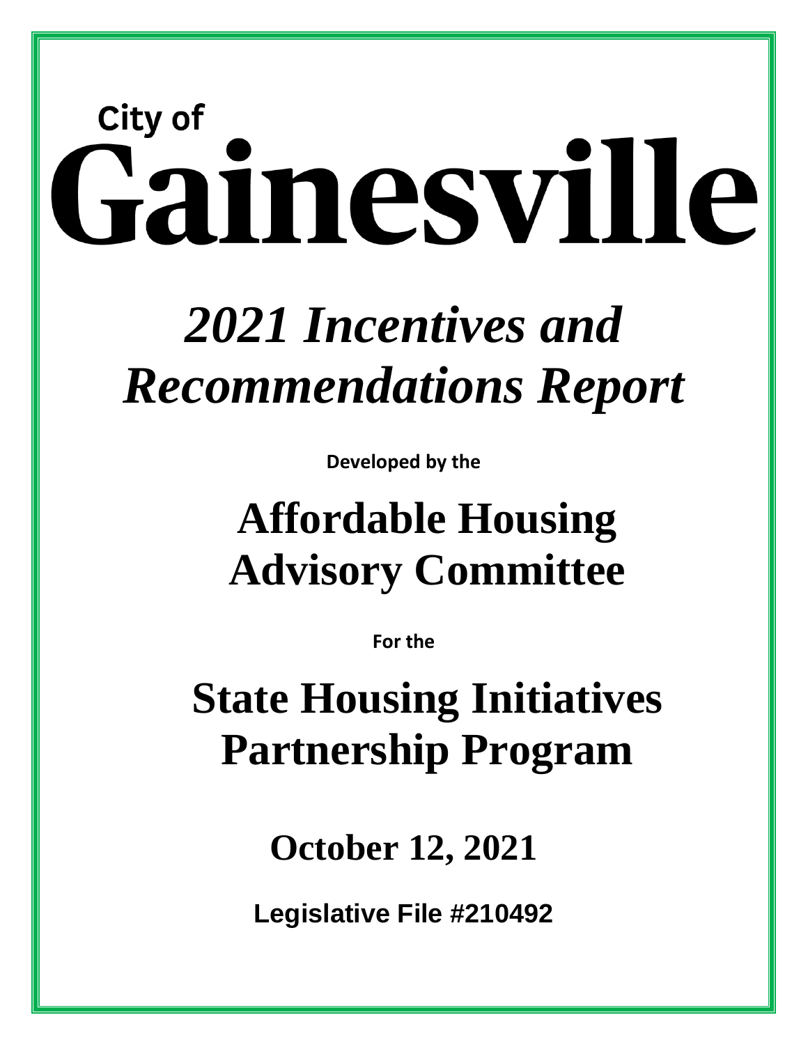City of

# Gainesville

# *2021 Incentives and Recommendations Report*

**Developed by the**

## **Affordable Housing Advisory Committee**

**For the**

## **State Housing Initiatives Partnership Program**

**October 12, 2021**

**Legislative File #210492**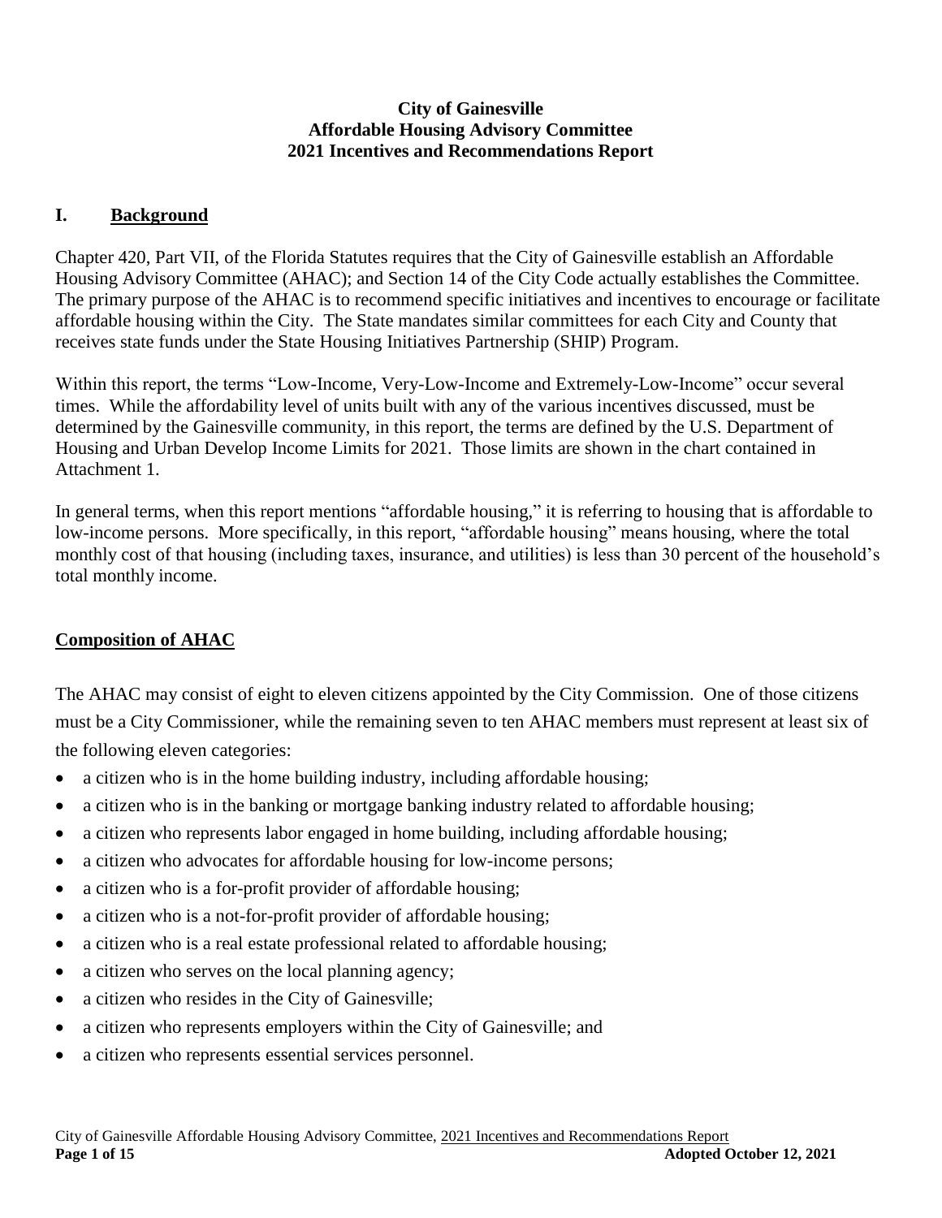**City of Gainesville**
**Affordable Housing Advisory Committee**
**2021 Incentives and Recommendations Report**

## I. Background

Chapter 420, Part VII, of the Florida Statutes requires that the City of Gainesville establish an Affordable Housing Advisory Committee (AHAC); and Section 14 of the City Code actually establishes the Committee. The primary purpose of the AHAC is to recommend specific initiatives and incentives to encourage or facilitate affordable housing within the City. The State mandates similar committees for each City and County that receives state funds under the State Housing Initiatives Partnership (SHIP) Program.

Within this report, the terms "Low-Income, Very-Low-Income and Extremely-Low-Income" occur several times. While the affordability level of units built with any of the various incentives discussed, must be determined by the Gainesville community, in this report, the terms are defined by the U.S. Department of Housing and Urban Develop Income Limits for 2021. Those limits are shown in the chart contained in Attachment 1.

In general terms, when this report mentions "affordable housing," it is referring to housing that is affordable to low-income persons. More specifically, in this report, "affordable housing" means housing, where the total monthly cost of that housing (including taxes, insurance, and utilities) is less than 30 percent of the household's total monthly income.

## Composition of AHAC

The AHAC may consist of eight to eleven citizens appointed by the City Commission. One of those citizens must be a City Commissioner, while the remaining seven to ten AHAC members must represent at least six of the following eleven categories:

- a citizen who is in the home building industry, including affordable housing;
- a citizen who is in the banking or mortgage banking industry related to affordable housing;
- a citizen who represents labor engaged in home building, including affordable housing;
- a citizen who advocates for affordable housing for low-income persons;
- a citizen who is a for-profit provider of affordable housing;
- a citizen who is a not-for-profit provider of affordable housing;
- a citizen who is a real estate professional related to affordable housing;
- a citizen who serves on the local planning agency;
- a citizen who resides in the City of Gainesville;
- a citizen who represents employers within the City of Gainesville; and
- a citizen who represents essential services personnel.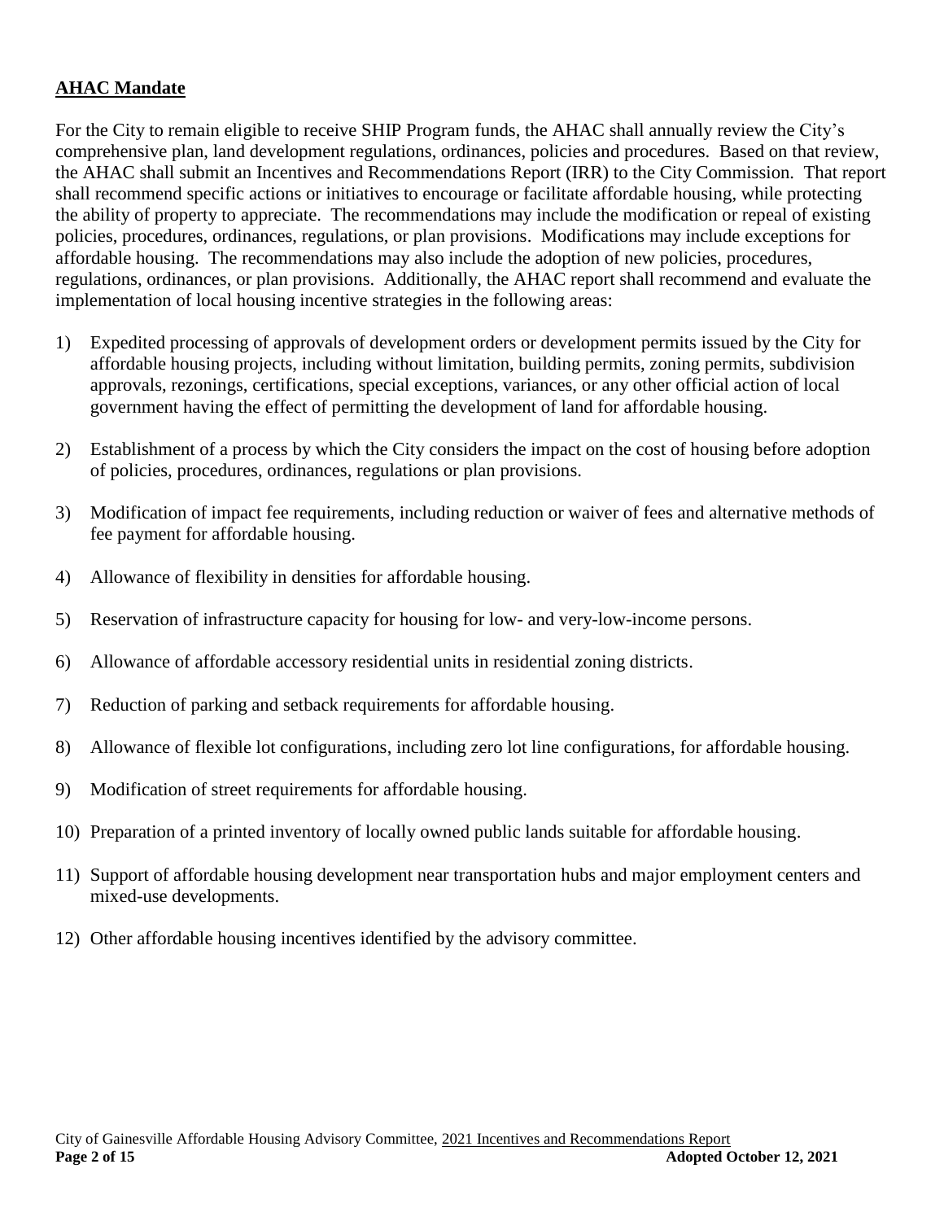## AHAC Mandate

For the City to remain eligible to receive SHIP Program funds, the AHAC shall annually review the City's comprehensive plan, land development regulations, ordinances, policies and procedures. Based on that review, the AHAC shall submit an Incentives and Recommendations Report (IRR) to the City Commission. That report shall recommend specific actions or initiatives to encourage or facilitate affordable housing, while protecting the ability of property to appreciate. The recommendations may include the modification or repeal of existing policies, procedures, ordinances, regulations, or plan provisions. Modifications may include exceptions for affordable housing. The recommendations may also include the adoption of new policies, procedures, regulations, ordinances, or plan provisions. Additionally, the AHAC report shall recommend and evaluate the implementation of local housing incentive strategies in the following areas:

1) Expedited processing of approvals of development orders or development permits issued by the City for affordable housing projects, including without limitation, building permits, zoning permits, subdivision approvals, rezonings, certifications, special exceptions, variances, or any other official action of local government having the effect of permitting the development of land for affordable housing.
2) Establishment of a process by which the City considers the impact on the cost of housing before adoption of policies, procedures, ordinances, regulations or plan provisions.
3) Modification of impact fee requirements, including reduction or waiver of fees and alternative methods of fee payment for affordable housing.
4) Allowance of flexibility in densities for affordable housing.
5) Reservation of infrastructure capacity for housing for low- and very-low-income persons.
6) Allowance of affordable accessory residential units in residential zoning districts.
7) Reduction of parking and setback requirements for affordable housing.
8) Allowance of flexible lot configurations, including zero lot line configurations, for affordable housing.
9) Modification of street requirements for affordable housing.
10) Preparation of a printed inventory of locally owned public lands suitable for affordable housing.
11) Support of affordable housing development near transportation hubs and major employment centers and mixed-use developments.
12) Other affordable housing incentives identified by the advisory committee.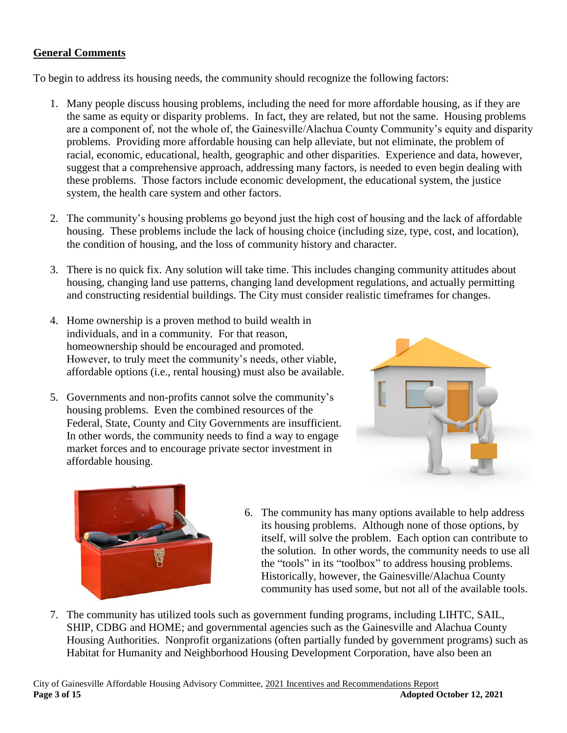**General Comments**

To begin to address its housing needs, the community should recognize the following factors:

1. Many people discuss housing problems, including the need for more affordable housing, as if they are the same as equity or disparity problems. In fact, they are related, but not the same. Housing problems are a component of, not the whole of, the Gainesville/Alachua County Community's equity and disparity problems. Providing more affordable housing can help alleviate, but not eliminate, the problem of racial, economic, educational, health, geographic and other disparities. Experience and data, however, suggest that a comprehensive approach, addressing many factors, is needed to even begin dealing with these problems. Those factors include economic development, the educational system, the justice system, the health care system and other factors.

2. The community's housing problems go beyond just the high cost of housing and the lack of affordable housing. These problems include the lack of housing choice (including size, type, cost, and location), the condition of housing, and the loss of community history and character.

3. There is no quick fix. Any solution will take time. This includes changing community attitudes about housing, changing land use patterns, changing land development regulations, and actually permitting and constructing residential buildings. The City must consider realistic timeframes for changes.

4. Home ownership is a proven method to build wealth in individuals, and in a community. For that reason, homeownership should be encouraged and promoted. However, to truly meet the community's needs, other viable, affordable options (i.e., rental housing) must also be available.

5. Governments and non-profits cannot solve the community's housing problems. Even the combined resources of the Federal, State, County and City Governments are insufficient. In other words, the community needs to find a way to engage market forces and to encourage private sector investment in affordable housing.

6. The community has many options available to help address its housing problems. Although none of those options, by itself, will solve the problem. Each option can contribute to the solution. In other words, the community needs to use all the "tools" in its "toolbox" to address housing problems. Historically, however, the Gainesville/Alachua County community has used some, but not all of the available tools.

7. The community has utilized tools such as government funding programs, including LIHTC, SAIL, SHIP, CDBG and HOME; and governmental agencies such as the Gainesville and Alachua County Housing Authorities. Nonprofit organizations (often partially funded by government programs) such as Habitat for Humanity and Neighborhood Housing Development Corporation, have also been an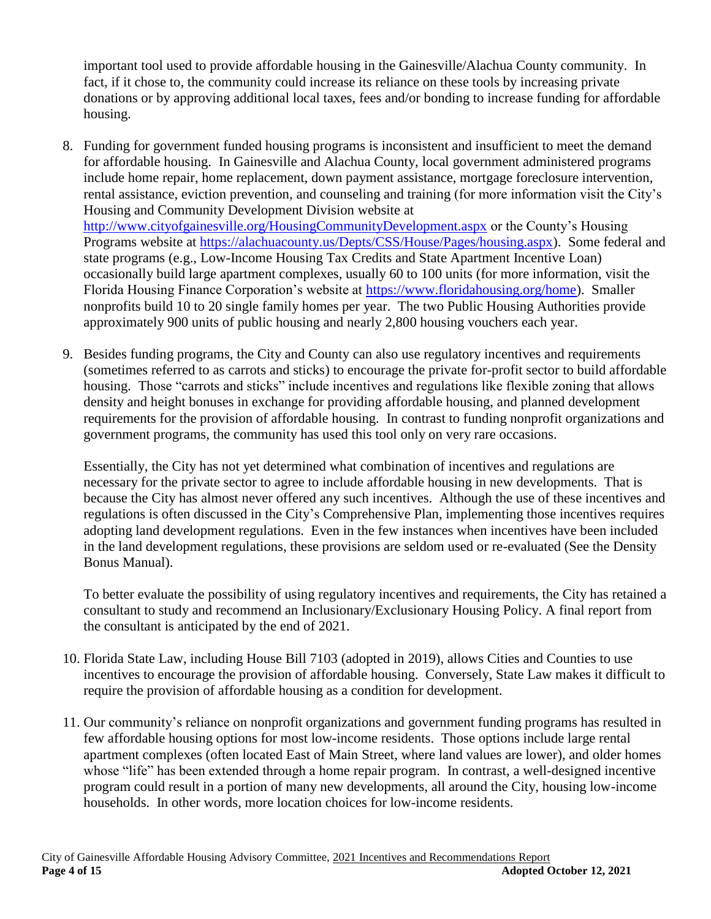important tool used to provide affordable housing in the Gainesville/Alachua County community. In fact, if it chose to, the community could increase its reliance on these tools by increasing private donations or by approving additional local taxes, fees and/or bonding to increase funding for affordable housing.

8. Funding for government funded housing programs is inconsistent and insufficient to meet the demand for affordable housing. In Gainesville and Alachua County, local government administered programs include home repair, home replacement, down payment assistance, mortgage foreclosure intervention, rental assistance, eviction prevention, and counseling and training (for more information visit the City's Housing and Community Development Division website at http://www.cityofgainesville.org/HousingCommunityDevelopment.aspx or the County's Housing Programs website at https://alachuacounty.us/Depts/CSS/House/Pages/housing.aspx). Some federal and state programs (e.g., Low-Income Housing Tax Credits and State Apartment Incentive Loan) occasionally build large apartment complexes, usually 60 to 100 units (for more information, visit the Florida Housing Finance Corporation's website at https://www.floridahousing.org/home). Smaller nonprofits build 10 to 20 single family homes per year. The two Public Housing Authorities provide approximately 900 units of public housing and nearly 2,800 housing vouchers each year.

9. Besides funding programs, the City and County can also use regulatory incentives and requirements (sometimes referred to as carrots and sticks) to encourage the private for-profit sector to build affordable housing. Those "carrots and sticks" include incentives and regulations like flexible zoning that allows density and height bonuses in exchange for providing affordable housing, and planned development requirements for the provision of affordable housing. In contrast to funding nonprofit organizations and government programs, the community has used this tool only on very rare occasions.

   Essentially, the City has not yet determined what combination of incentives and regulations are necessary for the private sector to agree to include affordable housing in new developments. That is because the City has almost never offered any such incentives. Although the use of these incentives and regulations is often discussed in the City's Comprehensive Plan, implementing those incentives requires adopting land development regulations. Even in the few instances when incentives have been included in the land development regulations, these provisions are seldom used or re-evaluated (See the Density Bonus Manual).

   To better evaluate the possibility of using regulatory incentives and requirements, the City has retained a consultant to study and recommend an Inclusionary/Exclusionary Housing Policy. A final report from the consultant is anticipated by the end of 2021.

10. Florida State Law, including House Bill 7103 (adopted in 2019), allows Cities and Counties to use incentives to encourage the provision of affordable housing. Conversely, State Law makes it difficult to require the provision of affordable housing as a condition for development.

11. Our community's reliance on nonprofit organizations and government funding programs has resulted in few affordable housing options for most low-income residents. Those options include large rental apartment complexes (often located East of Main Street, where land values are lower), and older homes whose "life" has been extended through a home repair program. In contrast, a well-designed incentive program could result in a portion of many new developments, all around the City, housing low-income households. In other words, more location choices for low-income residents.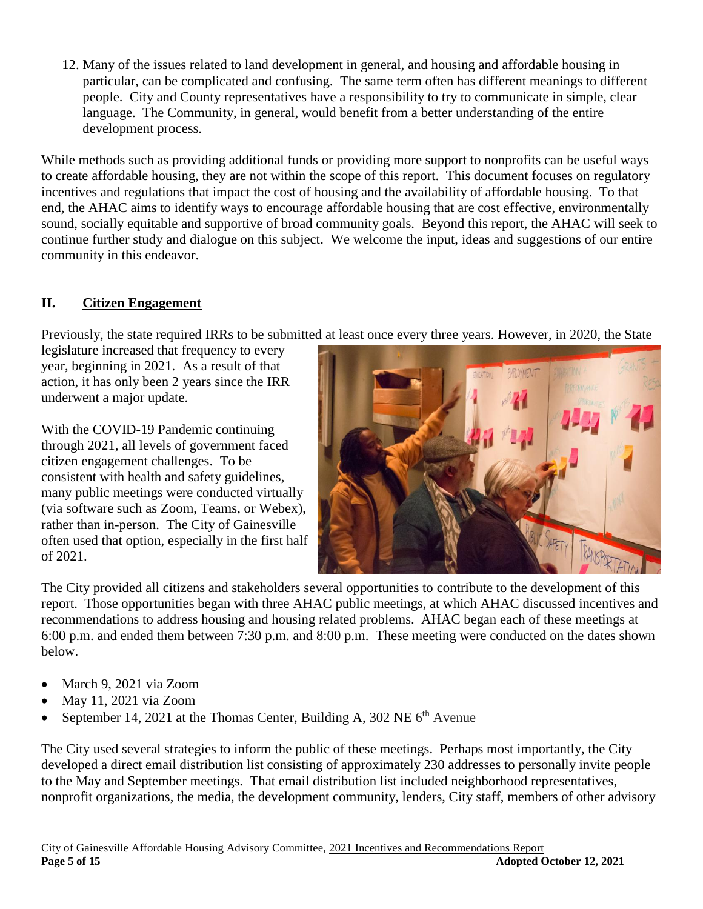12. Many of the issues related to land development in general, and housing and affordable housing in particular, can be complicated and confusing. The same term often has different meanings to different people. City and County representatives have a responsibility to try to communicate in simple, clear language. The Community, in general, would benefit from a better understanding of the entire development process.

While methods such as providing additional funds or providing more support to nonprofits can be useful ways to create affordable housing, they are not within the scope of this report. This document focuses on regulatory incentives and regulations that impact the cost of housing and the availability of affordable housing. To that end, the AHAC aims to identify ways to encourage affordable housing that are cost effective, environmentally sound, socially equitable and supportive of broad community goals. Beyond this report, the AHAC will seek to continue further study and dialogue on this subject. We welcome the input, ideas and suggestions of our entire community in this endeavor.

## II. Citizen Engagement

Previously, the state required IRRs to be submitted at least once every three years. However, in 2020, the State legislature increased that frequency to every year, beginning in 2021. As a result of that action, it has only been 2 years since the IRR underwent a major update.

With the COVID-19 Pandemic continuing through 2021, all levels of government faced citizen engagement challenges. To be consistent with health and safety guidelines, many public meetings were conducted virtually (via software such as Zoom, Teams, or Webex), rather than in-person. The City of Gainesville often used that option, especially in the first half of 2021.

The City provided all citizens and stakeholders several opportunities to contribute to the development of this report. Those opportunities began with three AHAC public meetings, at which AHAC discussed incentives and recommendations to address housing and housing related problems. AHAC began each of these meetings at 6:00 p.m. and ended them between 7:30 p.m. and 8:00 p.m. These meeting were conducted on the dates shown below.

- March 9, 2021 via Zoom
- May 11, 2021 via Zoom
- September 14, 2021 at the Thomas Center, Building A, 302 NE 6th Avenue

The City used several strategies to inform the public of these meetings. Perhaps most importantly, the City developed a direct email distribution list consisting of approximately 230 addresses to personally invite people to the May and September meetings. That email distribution list included neighborhood representatives, nonprofit organizations, the media, the development community, lenders, City staff, members of other advisory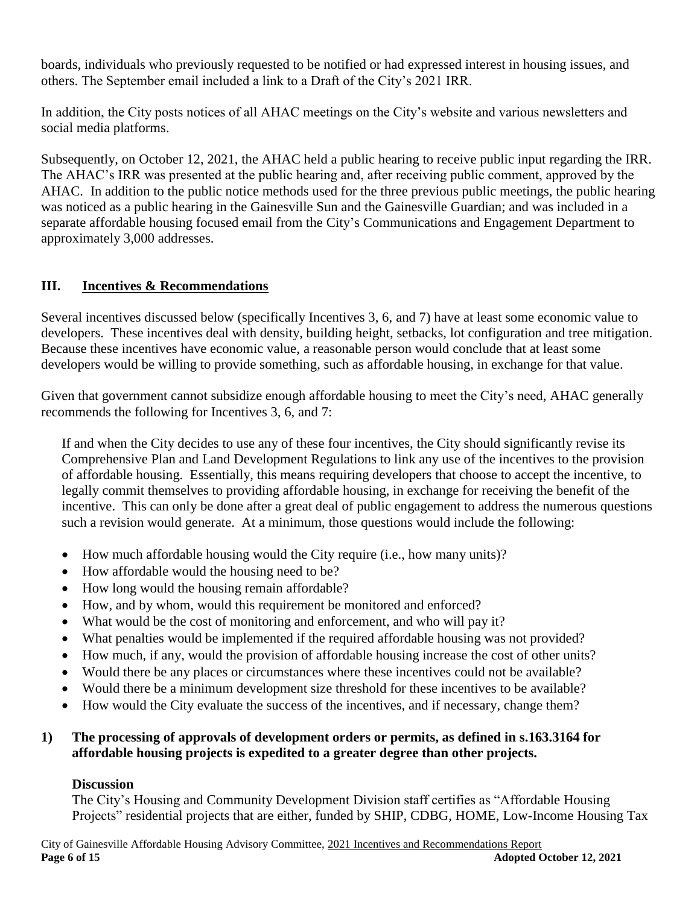boards, individuals who previously requested to be notified or had expressed interest in housing issues, and others. The September email included a link to a Draft of the City's 2021 IRR.

In addition, the City posts notices of all AHAC meetings on the City's website and various newsletters and social media platforms.

Subsequently, on October 12, 2021, the AHAC held a public hearing to receive public input regarding the IRR. The AHAC's IRR was presented at the public hearing and, after receiving public comment, approved by the AHAC. In addition to the public notice methods used for the three previous public meetings, the public hearing was noticed as a public hearing in the Gainesville Sun and the Gainesville Guardian; and was included in a separate affordable housing focused email from the City's Communications and Engagement Department to approximately 3,000 addresses.

## III. Incentives & Recommendations

Several incentives discussed below (specifically Incentives 3, 6, and 7) have at least some economic value to developers. These incentives deal with density, building height, setbacks, lot configuration and tree mitigation. Because these incentives have economic value, a reasonable person would conclude that at least some developers would be willing to provide something, such as affordable housing, in exchange for that value.

Given that government cannot subsidize enough affordable housing to meet the City's need, AHAC generally recommends the following for Incentives 3, 6, and 7:

> If and when the City decides to use any of these four incentives, the City should significantly revise its Comprehensive Plan and Land Development Regulations to link any use of the incentives to the provision of affordable housing. Essentially, this means requiring developers that choose to accept the incentive, to legally commit themselves to providing affordable housing, in exchange for receiving the benefit of the incentive. This can only be done after a great deal of public engagement to address the numerous questions such a revision would generate. At a minimum, those questions would include the following:
>
> - How much affordable housing would the City require (i.e., how many units)?
> - How affordable would the housing need to be?
> - How long would the housing remain affordable?
> - How, and by whom, would this requirement be monitored and enforced?
> - What would be the cost of monitoring and enforcement, and who will pay it?
> - What penalties would be implemented if the required affordable housing was not provided?
> - How much, if any, would the provision of affordable housing increase the cost of other units?
> - Would there be any places or circumstances where these incentives could not be available?
> - Would there be a minimum development size threshold for these incentives to be available?
> - How would the City evaluate the success of the incentives, and if necessary, change them?

### 1) The processing of approvals of development orders or permits, as defined in s.163.3164 for affordable housing projects is expedited to a greater degree than other projects.

**Discussion**

The City's Housing and Community Development Division staff certifies as "Affordable Housing Projects" residential projects that are either, funded by SHIP, CDBG, HOME, Low-Income Housing Tax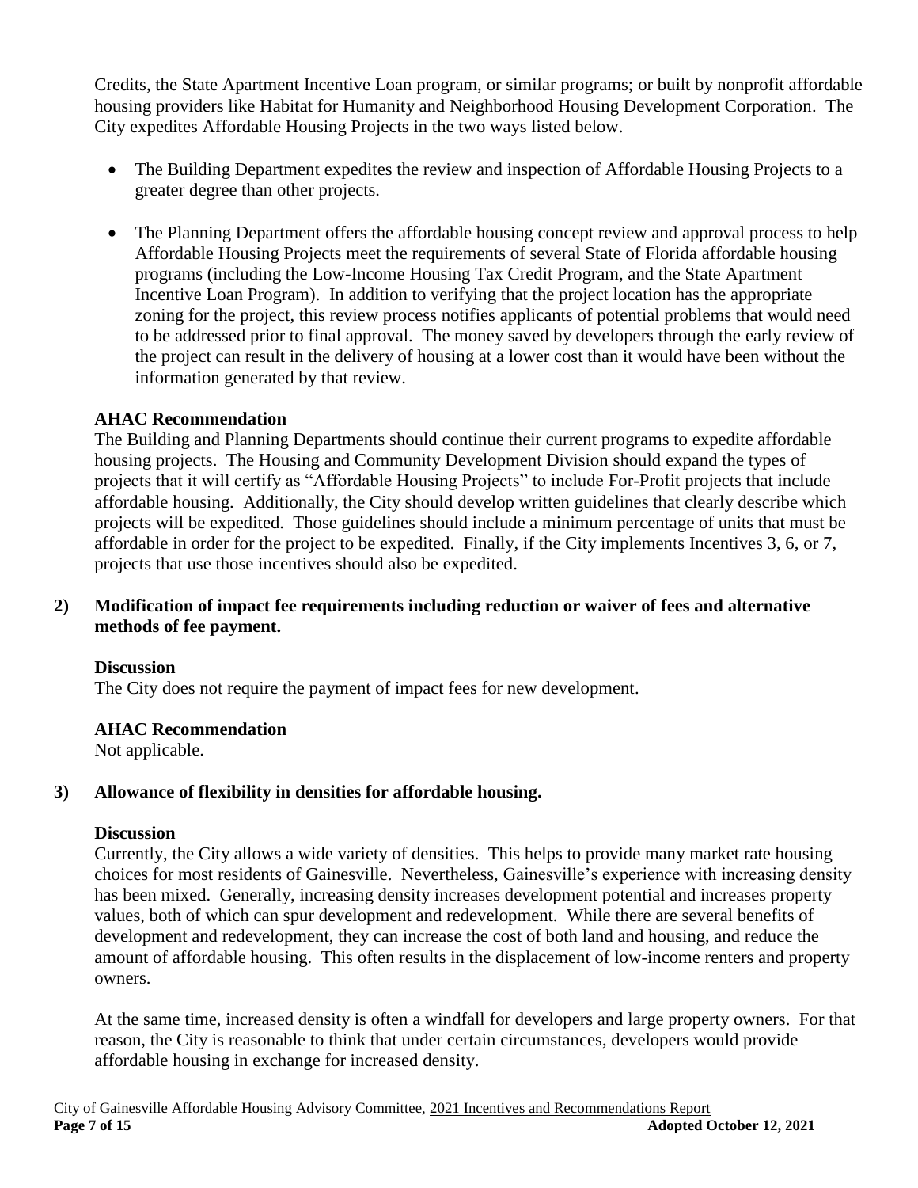Credits, the State Apartment Incentive Loan program, or similar programs; or built by nonprofit affordable housing providers like Habitat for Humanity and Neighborhood Housing Development Corporation. The City expedites Affordable Housing Projects in the two ways listed below.

- The Building Department expedites the review and inspection of Affordable Housing Projects to a greater degree than other projects.

- The Planning Department offers the affordable housing concept review and approval process to help Affordable Housing Projects meet the requirements of several State of Florida affordable housing programs (including the Low-Income Housing Tax Credit Program, and the State Apartment Incentive Loan Program). In addition to verifying that the project location has the appropriate zoning for the project, this review process notifies applicants of potential problems that would need to be addressed prior to final approval. The money saved by developers through the early review of the project can result in the delivery of housing at a lower cost than it would have been without the information generated by that review.

**AHAC Recommendation**

The Building and Planning Departments should continue their current programs to expedite affordable housing projects. The Housing and Community Development Division should expand the types of projects that it will certify as "Affordable Housing Projects" to include For-Profit projects that include affordable housing. Additionally, the City should develop written guidelines that clearly describe which projects will be expedited. Those guidelines should include a minimum percentage of units that must be affordable in order for the project to be expedited. Finally, if the City implements Incentives 3, 6, or 7, projects that use those incentives should also be expedited.

## 2) Modification of impact fee requirements including reduction or waiver of fees and alternative methods of fee payment.

**Discussion**

The City does not require the payment of impact fees for new development.

**AHAC Recommendation**

Not applicable.

## 3) Allowance of flexibility in densities for affordable housing.

**Discussion**

Currently, the City allows a wide variety of densities. This helps to provide many market rate housing choices for most residents of Gainesville. Nevertheless, Gainesville's experience with increasing density has been mixed. Generally, increasing density increases development potential and increases property values, both of which can spur development and redevelopment. While there are several benefits of development and redevelopment, they can increase the cost of both land and housing, and reduce the amount of affordable housing. This often results in the displacement of low-income renters and property owners.

At the same time, increased density is often a windfall for developers and large property owners. For that reason, the City is reasonable to think that under certain circumstances, developers would provide affordable housing in exchange for increased density.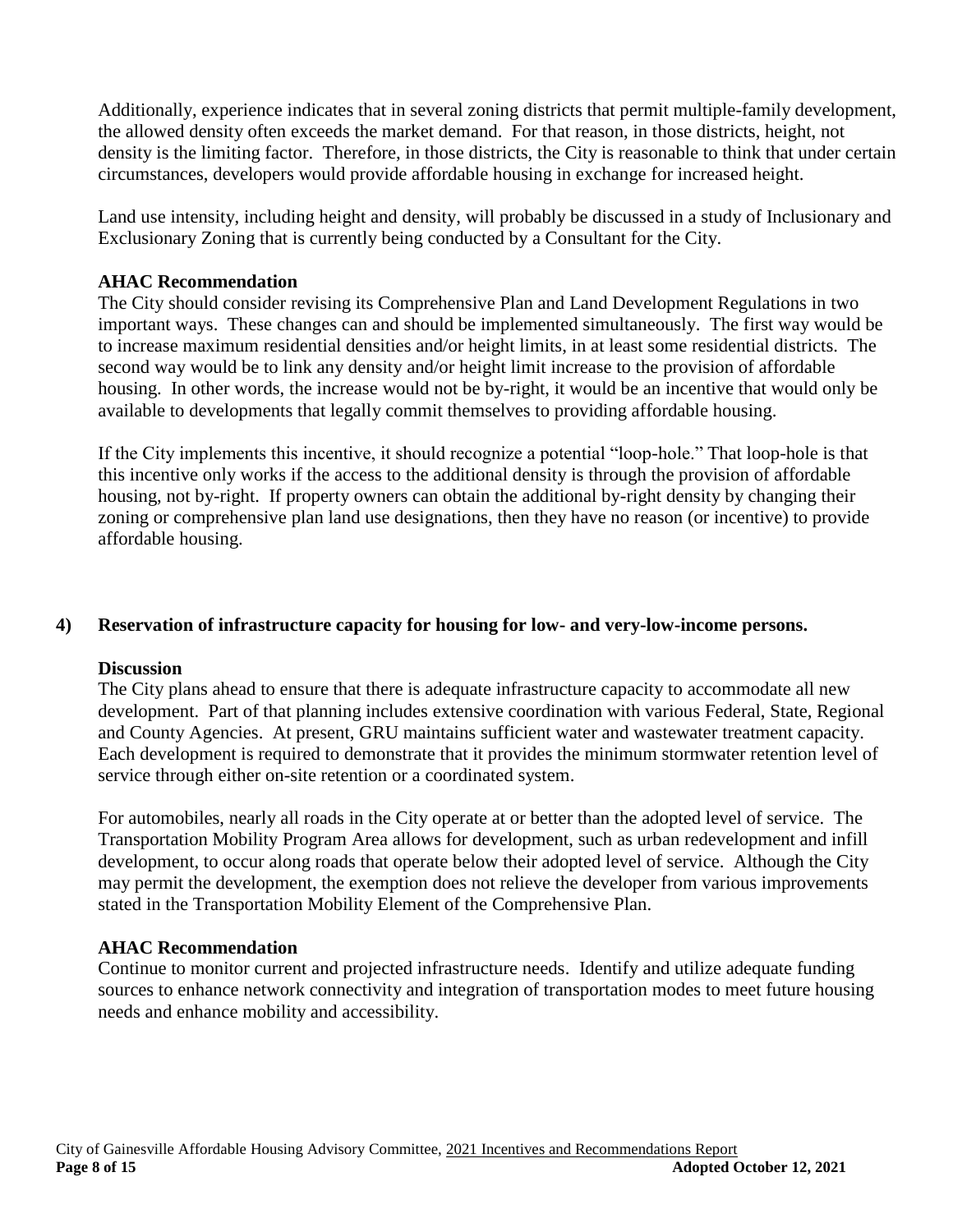Additionally, experience indicates that in several zoning districts that permit multiple-family development, the allowed density often exceeds the market demand. For that reason, in those districts, height, not density is the limiting factor. Therefore, in those districts, the City is reasonable to think that under certain circumstances, developers would provide affordable housing in exchange for increased height.

Land use intensity, including height and density, will probably be discussed in a study of Inclusionary and Exclusionary Zoning that is currently being conducted by a Consultant for the City.

**AHAC Recommendation**

The City should consider revising its Comprehensive Plan and Land Development Regulations in two important ways. These changes can and should be implemented simultaneously. The first way would be to increase maximum residential densities and/or height limits, in at least some residential districts. The second way would be to link any density and/or height limit increase to the provision of affordable housing. In other words, the increase would not be by-right, it would be an incentive that would only be available to developments that legally commit themselves to providing affordable housing.

If the City implements this incentive, it should recognize a potential "loop-hole." That loop-hole is that this incentive only works if the access to the additional density is through the provision of affordable housing, not by-right. If property owners can obtain the additional by-right density by changing their zoning or comprehensive plan land use designations, then they have no reason (or incentive) to provide affordable housing.

## 4) Reservation of infrastructure capacity for housing for low- and very-low-income persons.

**Discussion**

The City plans ahead to ensure that there is adequate infrastructure capacity to accommodate all new development. Part of that planning includes extensive coordination with various Federal, State, Regional and County Agencies. At present, GRU maintains sufficient water and wastewater treatment capacity. Each development is required to demonstrate that it provides the minimum stormwater retention level of service through either on-site retention or a coordinated system.

For automobiles, nearly all roads in the City operate at or better than the adopted level of service. The Transportation Mobility Program Area allows for development, such as urban redevelopment and infill development, to occur along roads that operate below their adopted level of service. Although the City may permit the development, the exemption does not relieve the developer from various improvements stated in the Transportation Mobility Element of the Comprehensive Plan.

**AHAC Recommendation**

Continue to monitor current and projected infrastructure needs. Identify and utilize adequate funding sources to enhance network connectivity and integration of transportation modes to meet future housing needs and enhance mobility and accessibility.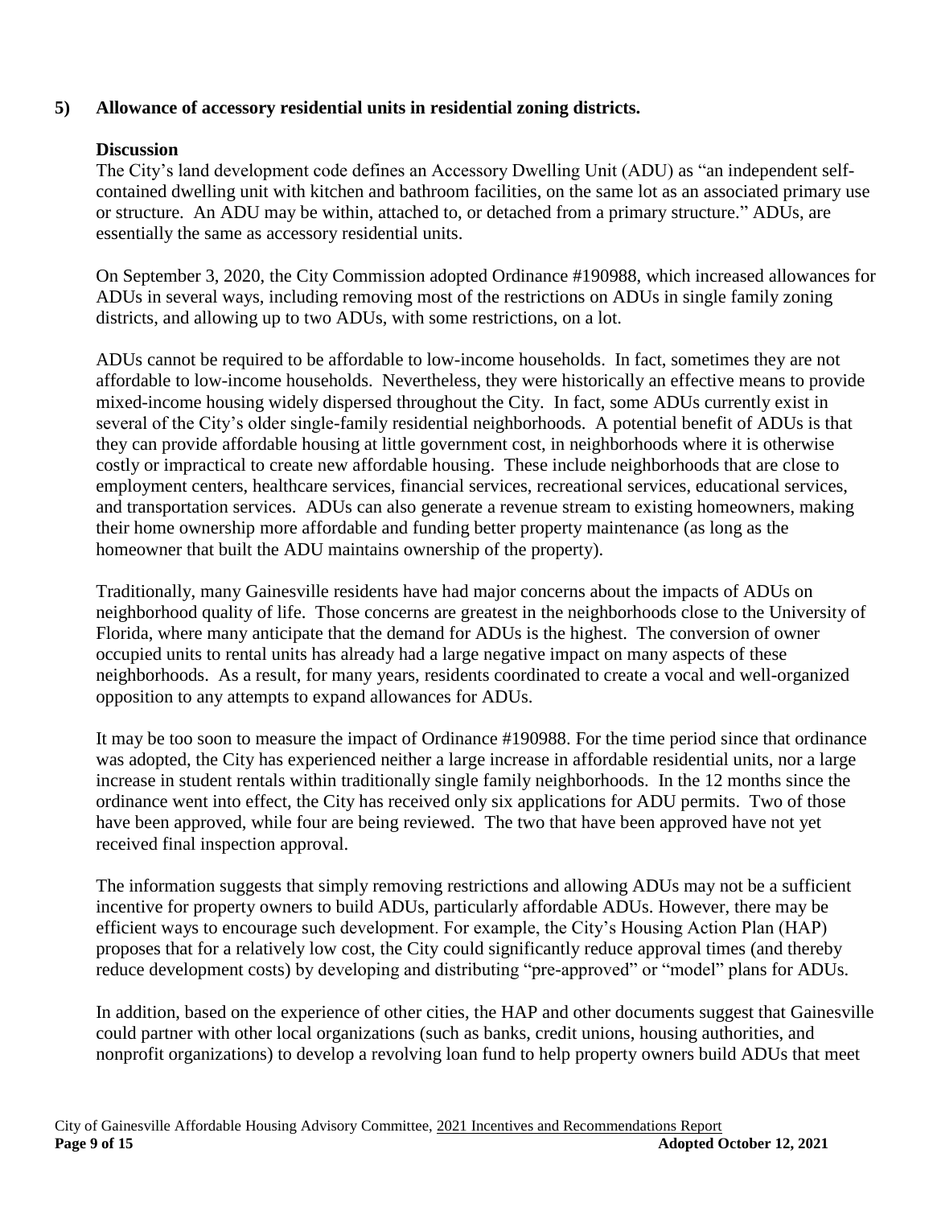## 5) Allowance of accessory residential units in residential zoning districts.

### Discussion

The City's land development code defines an Accessory Dwelling Unit (ADU) as "an independent self-contained dwelling unit with kitchen and bathroom facilities, on the same lot as an associated primary use or structure. An ADU may be within, attached to, or detached from a primary structure." ADUs, are essentially the same as accessory residential units.

On September 3, 2020, the City Commission adopted Ordinance #190988, which increased allowances for ADUs in several ways, including removing most of the restrictions on ADUs in single family zoning districts, and allowing up to two ADUs, with some restrictions, on a lot.

ADUs cannot be required to be affordable to low-income households. In fact, sometimes they are not affordable to low-income households. Nevertheless, they were historically an effective means to provide mixed-income housing widely dispersed throughout the City. In fact, some ADUs currently exist in several of the City's older single-family residential neighborhoods. A potential benefit of ADUs is that they can provide affordable housing at little government cost, in neighborhoods where it is otherwise costly or impractical to create new affordable housing. These include neighborhoods that are close to employment centers, healthcare services, financial services, recreational services, educational services, and transportation services. ADUs can also generate a revenue stream to existing homeowners, making their home ownership more affordable and funding better property maintenance (as long as the homeowner that built the ADU maintains ownership of the property).

Traditionally, many Gainesville residents have had major concerns about the impacts of ADUs on neighborhood quality of life. Those concerns are greatest in the neighborhoods close to the University of Florida, where many anticipate that the demand for ADUs is the highest. The conversion of owner occupied units to rental units has already had a large negative impact on many aspects of these neighborhoods. As a result, for many years, residents coordinated to create a vocal and well-organized opposition to any attempts to expand allowances for ADUs.

It may be too soon to measure the impact of Ordinance #190988. For the time period since that ordinance was adopted, the City has experienced neither a large increase in affordable residential units, nor a large increase in student rentals within traditionally single family neighborhoods. In the 12 months since the ordinance went into effect, the City has received only six applications for ADU permits. Two of those have been approved, while four are being reviewed. The two that have been approved have not yet received final inspection approval.

The information suggests that simply removing restrictions and allowing ADUs may not be a sufficient incentive for property owners to build ADUs, particularly affordable ADUs. However, there may be efficient ways to encourage such development. For example, the City's Housing Action Plan (HAP) proposes that for a relatively low cost, the City could significantly reduce approval times (and thereby reduce development costs) by developing and distributing "pre-approved" or "model" plans for ADUs.

In addition, based on the experience of other cities, the HAP and other documents suggest that Gainesville could partner with other local organizations (such as banks, credit unions, housing authorities, and nonprofit organizations) to develop a revolving loan fund to help property owners build ADUs that meet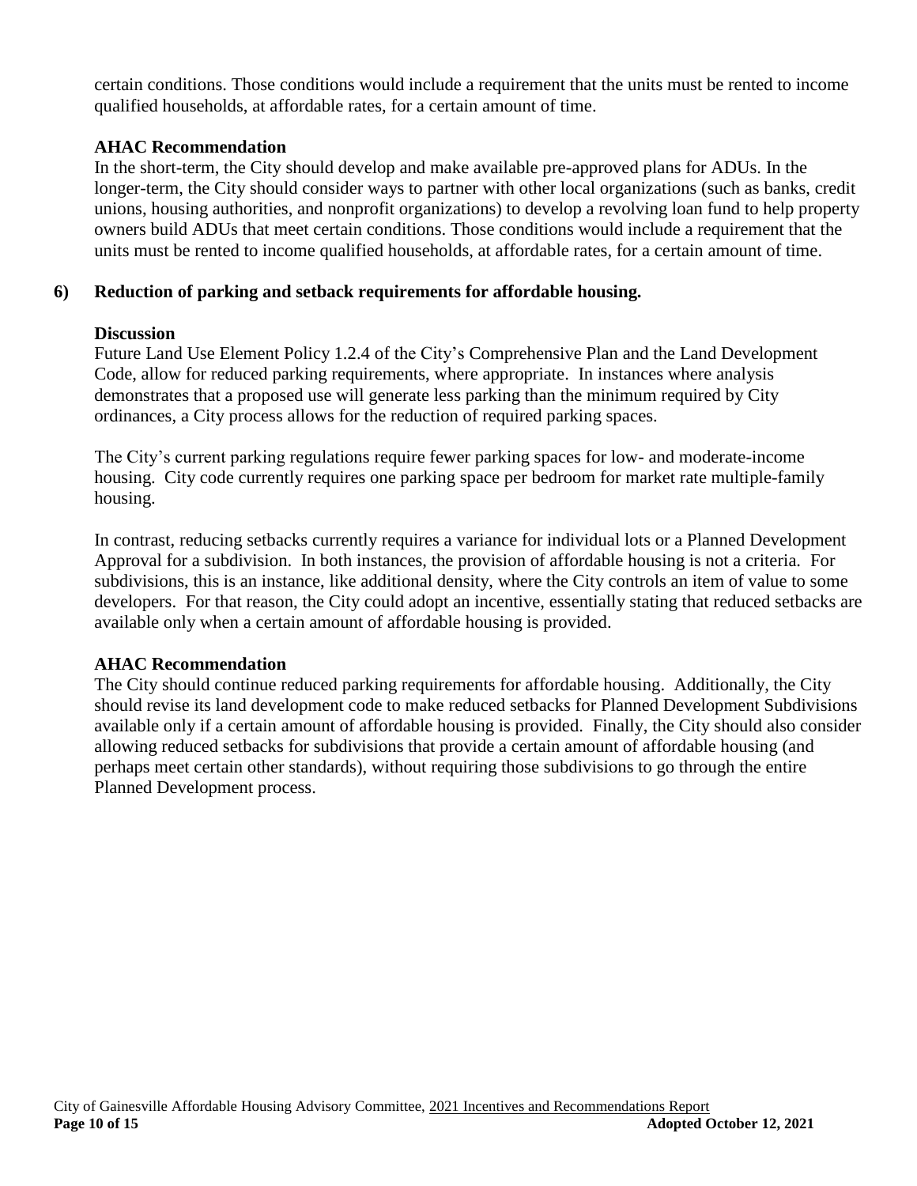certain conditions. Those conditions would include a requirement that the units must be rented to income qualified households, at affordable rates, for a certain amount of time.

**AHAC Recommendation**

In the short-term, the City should develop and make available pre-approved plans for ADUs. In the longer-term, the City should consider ways to partner with other local organizations (such as banks, credit unions, housing authorities, and nonprofit organizations) to develop a revolving loan fund to help property owners build ADUs that meet certain conditions. Those conditions would include a requirement that the units must be rented to income qualified households, at affordable rates, for a certain amount of time.

**6) Reduction of parking and setback requirements for affordable housing.**

**Discussion**

Future Land Use Element Policy 1.2.4 of the City's Comprehensive Plan and the Land Development Code, allow for reduced parking requirements, where appropriate. In instances where analysis demonstrates that a proposed use will generate less parking than the minimum required by City ordinances, a City process allows for the reduction of required parking spaces.

The City's current parking regulations require fewer parking spaces for low- and moderate-income housing. City code currently requires one parking space per bedroom for market rate multiple-family housing.

In contrast, reducing setbacks currently requires a variance for individual lots or a Planned Development Approval for a subdivision. In both instances, the provision of affordable housing is not a criteria. For subdivisions, this is an instance, like additional density, where the City controls an item of value to some developers. For that reason, the City could adopt an incentive, essentially stating that reduced setbacks are available only when a certain amount of affordable housing is provided.

**AHAC Recommendation**

The City should continue reduced parking requirements for affordable housing. Additionally, the City should revise its land development code to make reduced setbacks for Planned Development Subdivisions available only if a certain amount of affordable housing is provided. Finally, the City should also consider allowing reduced setbacks for subdivisions that provide a certain amount of affordable housing (and perhaps meet certain other standards), without requiring those subdivisions to go through the entire Planned Development process.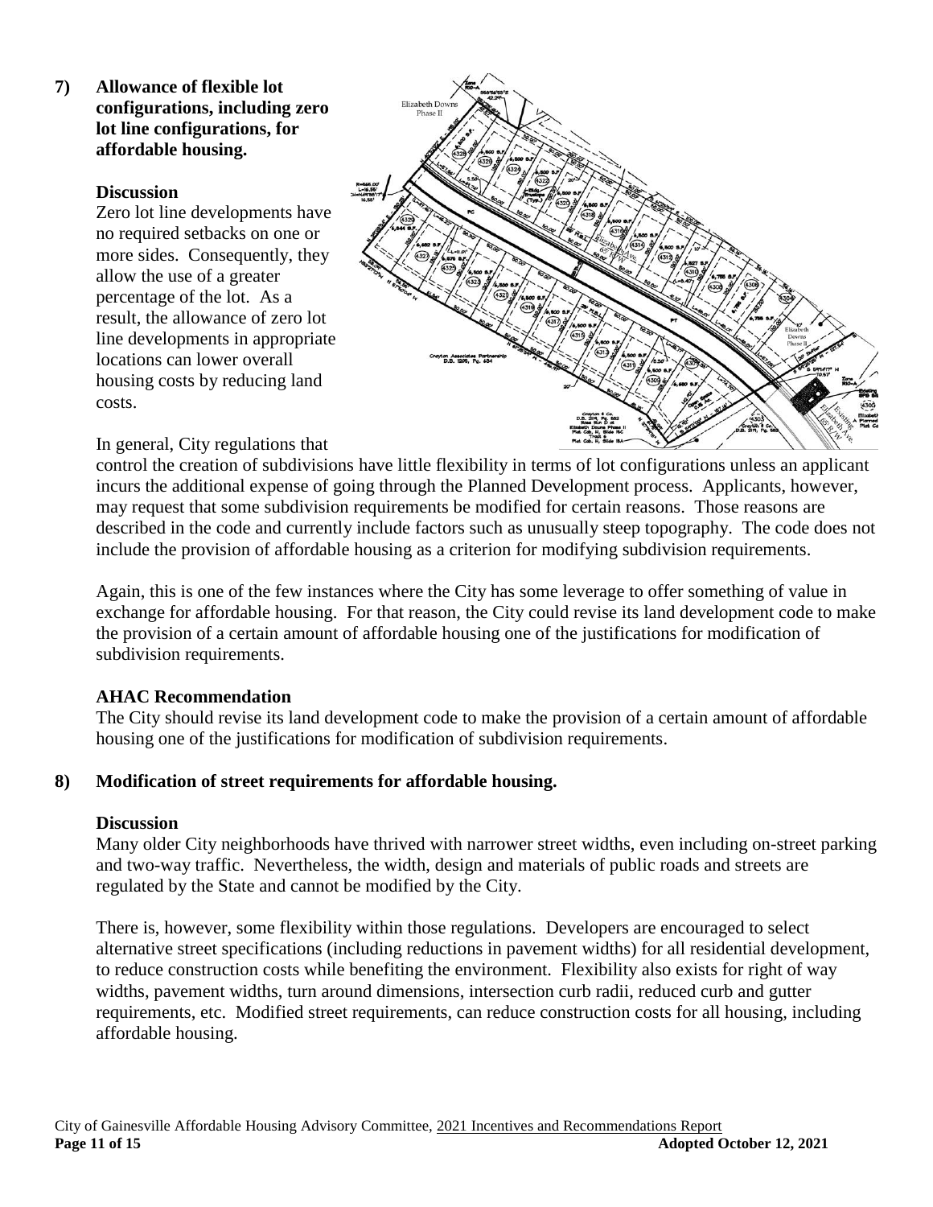## 7) Allowance of flexible lot configurations, including zero lot line configurations, for affordable housing.

### Discussion

Zero lot line developments have no required setbacks on one or more sides. Consequently, they allow the use of a greater percentage of the lot. As a result, the allowance of zero lot line developments in appropriate locations can lower overall housing costs by reducing land costs.

In general, City regulations that control the creation of subdivisions have little flexibility in terms of lot configurations unless an applicant incurs the additional expense of going through the Planned Development process. Applicants, however, may request that some subdivision requirements be modified for certain reasons. Those reasons are described in the code and currently include factors such as unusually steep topography. The code does not include the provision of affordable housing as a criterion for modifying subdivision requirements.

Again, this is one of the few instances where the City has some leverage to offer something of value in exchange for affordable housing. For that reason, the City could revise its land development code to make the provision of a certain amount of affordable housing one of the justifications for modification of subdivision requirements.

### AHAC Recommendation

The City should revise its land development code to make the provision of a certain amount of affordable housing one of the justifications for modification of subdivision requirements.

## 8) Modification of street requirements for affordable housing.

### Discussion

Many older City neighborhoods have thrived with narrower street widths, even including on-street parking and two-way traffic. Nevertheless, the width, design and materials of public roads and streets are regulated by the State and cannot be modified by the City.

There is, however, some flexibility within those regulations. Developers are encouraged to select alternative street specifications (including reductions in pavement widths) for all residential development, to reduce construction costs while benefiting the environment. Flexibility also exists for right of way widths, pavement widths, turn around dimensions, intersection curb radii, reduced curb and gutter requirements, etc. Modified street requirements, can reduce construction costs for all housing, including affordable housing.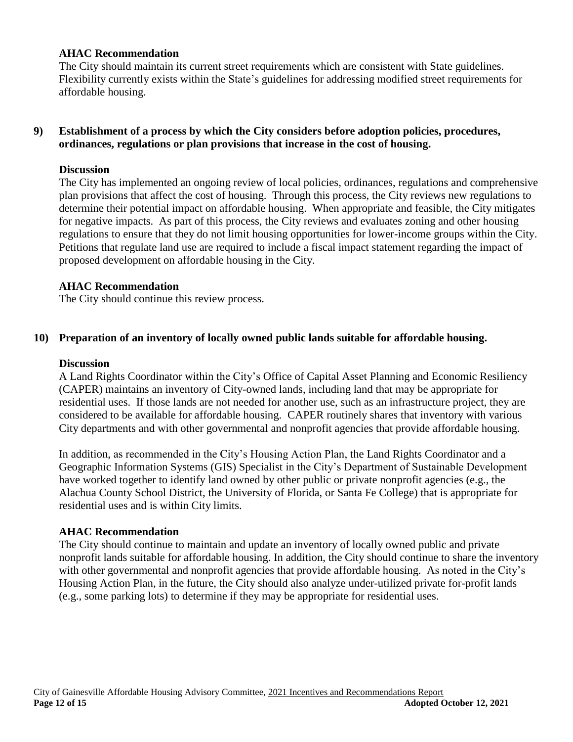**AHAC Recommendation**

The City should maintain its current street requirements which are consistent with State guidelines. Flexibility currently exists within the State's guidelines for addressing modified street requirements for affordable housing.

**9) Establishment of a process by which the City considers before adoption policies, procedures, ordinances, regulations or plan provisions that increase in the cost of housing.**

**Discussion**

The City has implemented an ongoing review of local policies, ordinances, regulations and comprehensive plan provisions that affect the cost of housing. Through this process, the City reviews new regulations to determine their potential impact on affordable housing. When appropriate and feasible, the City mitigates for negative impacts. As part of this process, the City reviews and evaluates zoning and other housing regulations to ensure that they do not limit housing opportunities for lower-income groups within the City. Petitions that regulate land use are required to include a fiscal impact statement regarding the impact of proposed development on affordable housing in the City.

**AHAC Recommendation**

The City should continue this review process.

**10) Preparation of an inventory of locally owned public lands suitable for affordable housing.**

**Discussion**

A Land Rights Coordinator within the City's Office of Capital Asset Planning and Economic Resiliency (CAPER) maintains an inventory of City-owned lands, including land that may be appropriate for residential uses. If those lands are not needed for another use, such as an infrastructure project, they are considered to be available for affordable housing. CAPER routinely shares that inventory with various City departments and with other governmental and nonprofit agencies that provide affordable housing.

In addition, as recommended in the City's Housing Action Plan, the Land Rights Coordinator and a Geographic Information Systems (GIS) Specialist in the City's Department of Sustainable Development have worked together to identify land owned by other public or private nonprofit agencies (e.g., the Alachua County School District, the University of Florida, or Santa Fe College) that is appropriate for residential uses and is within City limits.

**AHAC Recommendation**

The City should continue to maintain and update an inventory of locally owned public and private nonprofit lands suitable for affordable housing. In addition, the City should continue to share the inventory with other governmental and nonprofit agencies that provide affordable housing. As noted in the City's Housing Action Plan, in the future, the City should also analyze under-utilized private for-profit lands (e.g., some parking lots) to determine if they may be appropriate for residential uses.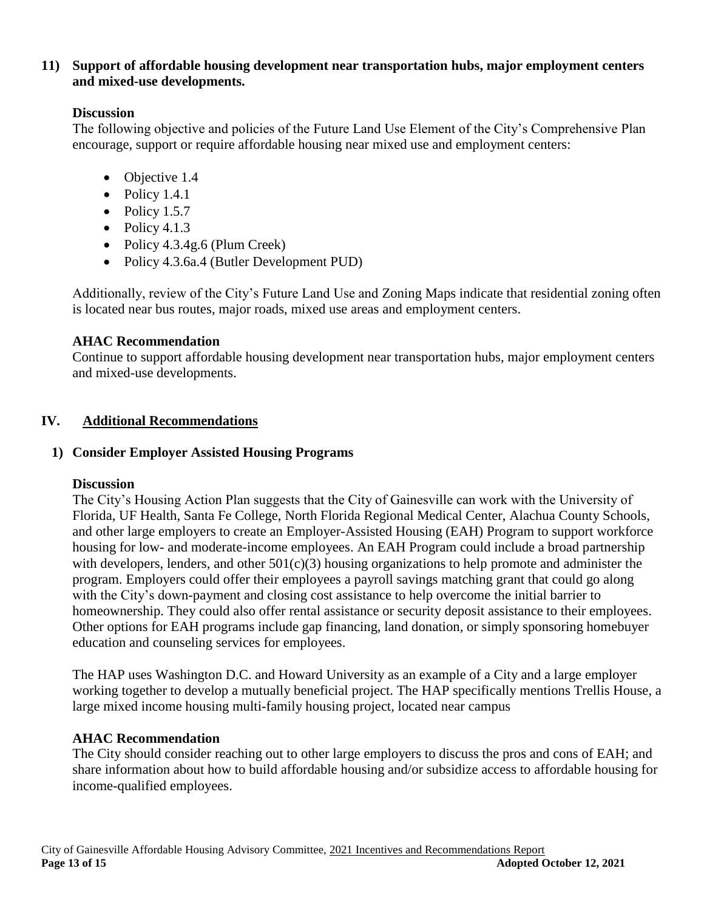**11) Support of affordable housing development near transportation hubs, major employment centers and mixed-use developments.**

**Discussion**

The following objective and policies of the Future Land Use Element of the City's Comprehensive Plan encourage, support or require affordable housing near mixed use and employment centers:

- Objective 1.4
- Policy 1.4.1
- Policy 1.5.7
- Policy 4.1.3
- Policy 4.3.4g.6 (Plum Creek)
- Policy 4.3.6a.4 (Butler Development PUD)

Additionally, review of the City's Future Land Use and Zoning Maps indicate that residential zoning often is located near bus routes, major roads, mixed use areas and employment centers.

**AHAC Recommendation**

Continue to support affordable housing development near transportation hubs, major employment centers and mixed-use developments.

## IV. Additional Recommendations

**1) Consider Employer Assisted Housing Programs**

**Discussion**

The City's Housing Action Plan suggests that the City of Gainesville can work with the University of Florida, UF Health, Santa Fe College, North Florida Regional Medical Center, Alachua County Schools, and other large employers to create an Employer-Assisted Housing (EAH) Program to support workforce housing for low- and moderate-income employees. An EAH Program could include a broad partnership with developers, lenders, and other 501(c)(3) housing organizations to help promote and administer the program. Employers could offer their employees a payroll savings matching grant that could go along with the City's down-payment and closing cost assistance to help overcome the initial barrier to homeownership. They could also offer rental assistance or security deposit assistance to their employees. Other options for EAH programs include gap financing, land donation, or simply sponsoring homebuyer education and counseling services for employees.

The HAP uses Washington D.C. and Howard University as an example of a City and a large employer working together to develop a mutually beneficial project. The HAP specifically mentions Trellis House, a large mixed income housing multi-family housing project, located near campus

**AHAC Recommendation**

The City should consider reaching out to other large employers to discuss the pros and cons of EAH; and share information about how to build affordable housing and/or subsidize access to affordable housing for income-qualified employees.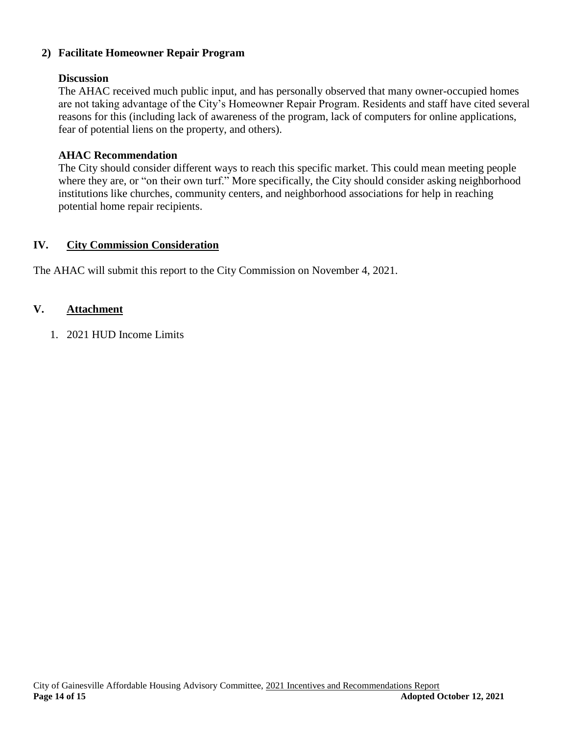### 2) Facilitate Homeowner Repair Program

**Discussion**

The AHAC received much public input, and has personally observed that many owner-occupied homes are not taking advantage of the City's Homeowner Repair Program. Residents and staff have cited several reasons for this (including lack of awareness of the program, lack of computers for online applications, fear of potential liens on the property, and others).

**AHAC Recommendation**

The City should consider different ways to reach this specific market. This could mean meeting people where they are, or "on their own turf." More specifically, the City should consider asking neighborhood institutions like churches, community centers, and neighborhood associations for help in reaching potential home repair recipients.

## IV. City Commission Consideration

The AHAC will submit this report to the City Commission on November 4, 2021.

## V. Attachment

1. 2021 HUD Income Limits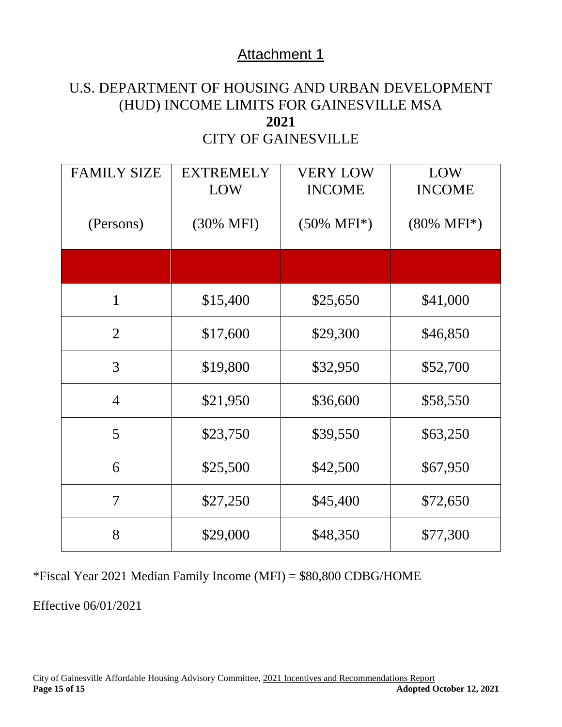# Attachment 1

## U.S. DEPARTMENT OF HOUSING AND URBAN DEVELOPMENT (HUD) INCOME LIMITS FOR GAINESVILLE MSA

## 2021

## CITY OF GAINESVILLE

| FAMILY SIZE (Persons) | EXTREMELY LOW (30% MFI) | VERY LOW INCOME (50% MFI*) | LOW INCOME (80% MFI*) |
|---|---|---|---|
| | | | |
| 1 | $15,400 | $25,650 | $41,000 |
| 2 | $17,600 | $29,300 | $46,850 |
| 3 | $19,800 | $32,950 | $52,700 |
| 4 | $21,950 | $36,600 | $58,550 |
| 5 | $23,750 | $39,550 | $63,250 |
| 6 | $25,500 | $42,500 | $67,950 |
| 7 | $27,250 | $45,400 | $72,650 |
| 8 | $29,000 | $48,350 | $77,300 |

*Fiscal Year 2021 Median Family Income (MFI) = $80,800 CDBG/HOME

Effective 06/01/2021